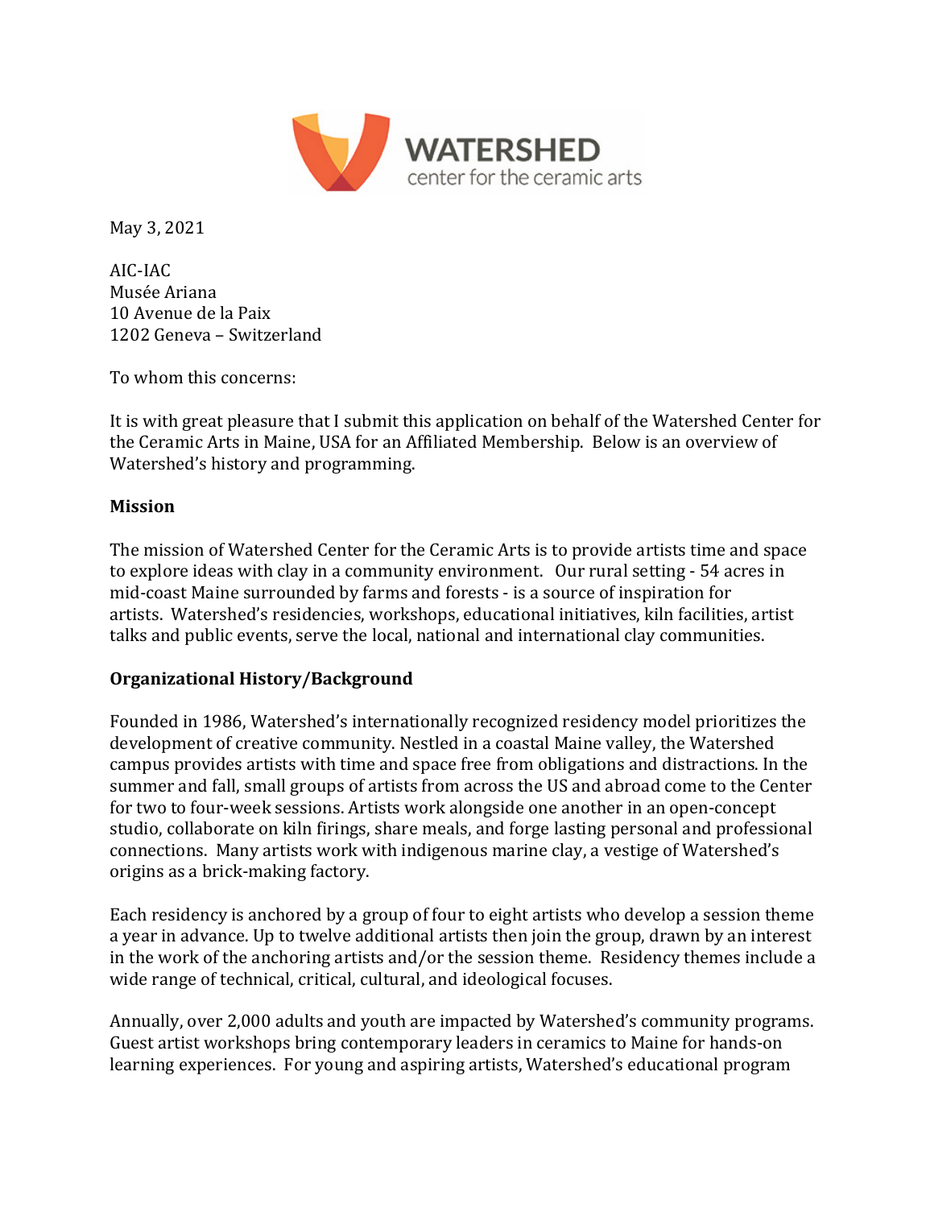WATERSHED
center for the ceramic arts

May 3, 2021

AIC-IAC
Musée Ariana
10 Avenue de la Paix
1202 Geneva – Switzerland

To whom this concerns:

It is with great pleasure that I submit this application on behalf of the Watershed Center for the Ceramic Arts in Maine, USA for an Affiliated Membership. Below is an overview of Watershed's history and programming.

**Mission**

The mission of Watershed Center for the Ceramic Arts is to provide artists time and space to explore ideas with clay in a community environment. Our rural setting - 54 acres in mid-coast Maine surrounded by farms and forests - is a source of inspiration for artists. Watershed's residencies, workshops, educational initiatives, kiln facilities, artist talks and public events, serve the local, national and international clay communities.

**Organizational History/Background**

Founded in 1986, Watershed's internationally recognized residency model prioritizes the development of creative community. Nestled in a coastal Maine valley, the Watershed campus provides artists with time and space free from obligations and distractions. In the summer and fall, small groups of artists from across the US and abroad come to the Center for two to four-week sessions. Artists work alongside one another in an open-concept studio, collaborate on kiln firings, share meals, and forge lasting personal and professional connections. Many artists work with indigenous marine clay, a vestige of Watershed's origins as a brick-making factory.

Each residency is anchored by a group of four to eight artists who develop a session theme a year in advance. Up to twelve additional artists then join the group, drawn by an interest in the work of the anchoring artists and/or the session theme. Residency themes include a wide range of technical, critical, cultural, and ideological focuses.

Annually, over 2,000 adults and youth are impacted by Watershed's community programs. Guest artist workshops bring contemporary leaders in ceramics to Maine for hands-on learning experiences. For young and aspiring artists, Watershed's educational program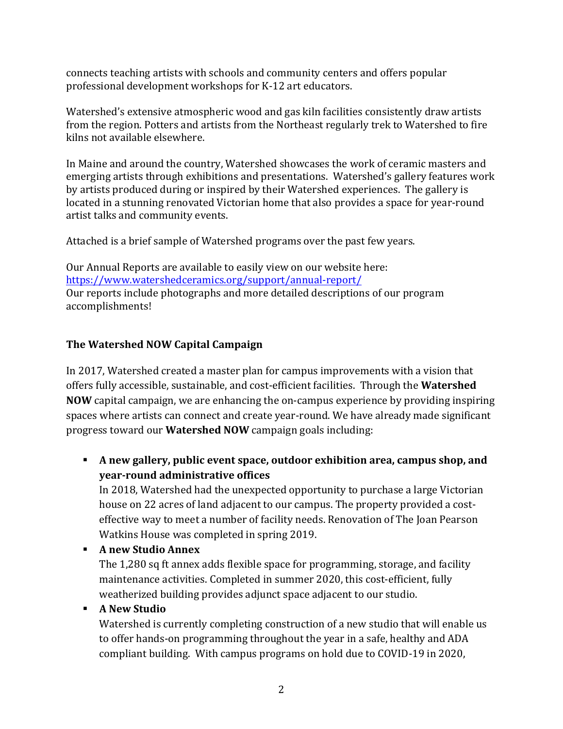connects teaching artists with schools and community centers and offers popular professional development workshops for K-12 art educators.

Watershed's extensive atmospheric wood and gas kiln facilities consistently draw artists from the region. Potters and artists from the Northeast regularly trek to Watershed to fire kilns not available elsewhere.

In Maine and around the country, Watershed showcases the work of ceramic masters and emerging artists through exhibitions and presentations. Watershed's gallery features work by artists produced during or inspired by their Watershed experiences. The gallery is located in a stunning renovated Victorian home that also provides a space for year-round artist talks and community events.

Attached is a brief sample of Watershed programs over the past few years.

Our Annual Reports are available to easily view on our website here:
https://www.watershedceramics.org/support/annual-report/
Our reports include photographs and more detailed descriptions of our program accomplishments!

### The Watershed NOW Capital Campaign

In 2017, Watershed created a master plan for campus improvements with a vision that offers fully accessible, sustainable, and cost-efficient facilities. Through the **Watershed NOW** capital campaign, we are enhancing the on-campus experience by providing inspiring spaces where artists can connect and create year-round. We have already made significant progress toward our **Watershed NOW** campaign goals including:

- **A new gallery, public event space, outdoor exhibition area, campus shop, and year-round administrative offices**
  In 2018, Watershed had the unexpected opportunity to purchase a large Victorian house on 22 acres of land adjacent to our campus. The property provided a cost-effective way to meet a number of facility needs. Renovation of The Joan Pearson Watkins House was completed in spring 2019.
- **A new Studio Annex**
  The 1,280 sq ft annex adds flexible space for programming, storage, and facility maintenance activities. Completed in summer 2020, this cost-efficient, fully weatherized building provides adjunct space adjacent to our studio.
- **A New Studio**
  Watershed is currently completing construction of a new studio that will enable us to offer hands-on programming throughout the year in a safe, healthy and ADA compliant building. With campus programs on hold due to COVID-19 in 2020,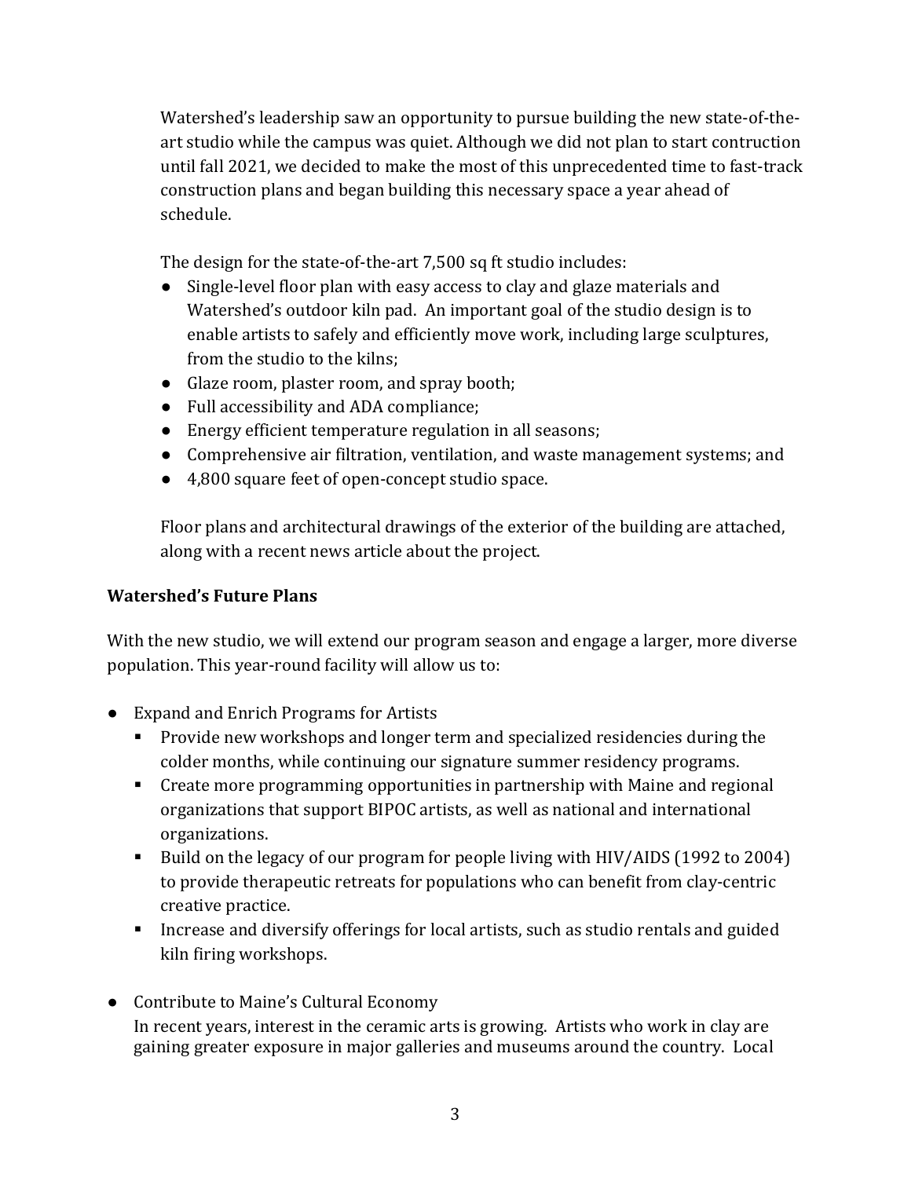Watershed's leadership saw an opportunity to pursue building the new state-of-the-art studio while the campus was quiet. Although we did not plan to start contruction until fall 2021, we decided to make the most of this unprecedented time to fast-track construction plans and began building this necessary space a year ahead of schedule.

The design for the state-of-the-art 7,500 sq ft studio includes:

- Single-level floor plan with easy access to clay and glaze materials and Watershed's outdoor kiln pad. An important goal of the studio design is to enable artists to safely and efficiently move work, including large sculptures, from the studio to the kilns;
- Glaze room, plaster room, and spray booth;
- Full accessibility and ADA compliance;
- Energy efficient temperature regulation in all seasons;
- Comprehensive air filtration, ventilation, and waste management systems; and
- 4,800 square feet of open-concept studio space.

Floor plans and architectural drawings of the exterior of the building are attached, along with a recent news article about the project.

**Watershed's Future Plans**

With the new studio, we will extend our program season and engage a larger, more diverse population. This year-round facility will allow us to:

- Expand and Enrich Programs for Artists
  - Provide new workshops and longer term and specialized residencies during the colder months, while continuing our signature summer residency programs.
  - Create more programming opportunities in partnership with Maine and regional organizations that support BIPOC artists, as well as national and international organizations.
  - Build on the legacy of our program for people living with HIV/AIDS (1992 to 2004) to provide therapeutic retreats for populations who can benefit from clay-centric creative practice.
  - Increase and diversify offerings for local artists, such as studio rentals and guided kiln firing workshops.

- Contribute to Maine's Cultural Economy
  In recent years, interest in the ceramic arts is growing. Artists who work in clay are gaining greater exposure in major galleries and museums around the country. Local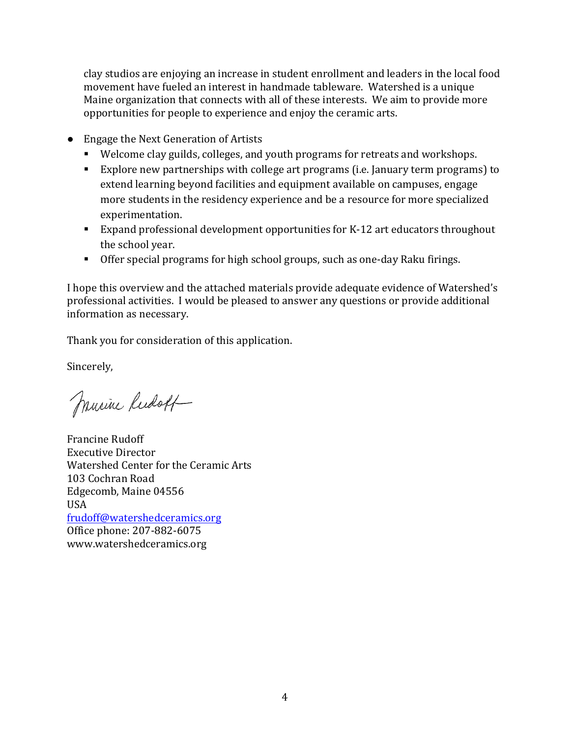clay studios are enjoying an increase in student enrollment and leaders in the local food movement have fueled an interest in handmade tableware. Watershed is a unique Maine organization that connects with all of these interests. We aim to provide more opportunities for people to experience and enjoy the ceramic arts.

- Engage the Next Generation of Artists
  - Welcome clay guilds, colleges, and youth programs for retreats and workshops.
  - Explore new partnerships with college art programs (i.e. January term programs) to extend learning beyond facilities and equipment available on campuses, engage more students in the residency experience and be a resource for more specialized experimentation.
  - Expand professional development opportunities for K-12 art educators throughout the school year.
  - Offer special programs for high school groups, such as one-day Raku firings.

I hope this overview and the attached materials provide adequate evidence of Watershed's professional activities. I would be pleased to answer any questions or provide additional information as necessary.

Thank you for consideration of this application.

Sincerely,

Francine Rudoff
Executive Director
Watershed Center for the Ceramic Arts
103 Cochran Road
Edgecomb, Maine 04556
USA
frudoff@watershedceramics.org
Office phone: 207-882-6075
www.watershedceramics.org